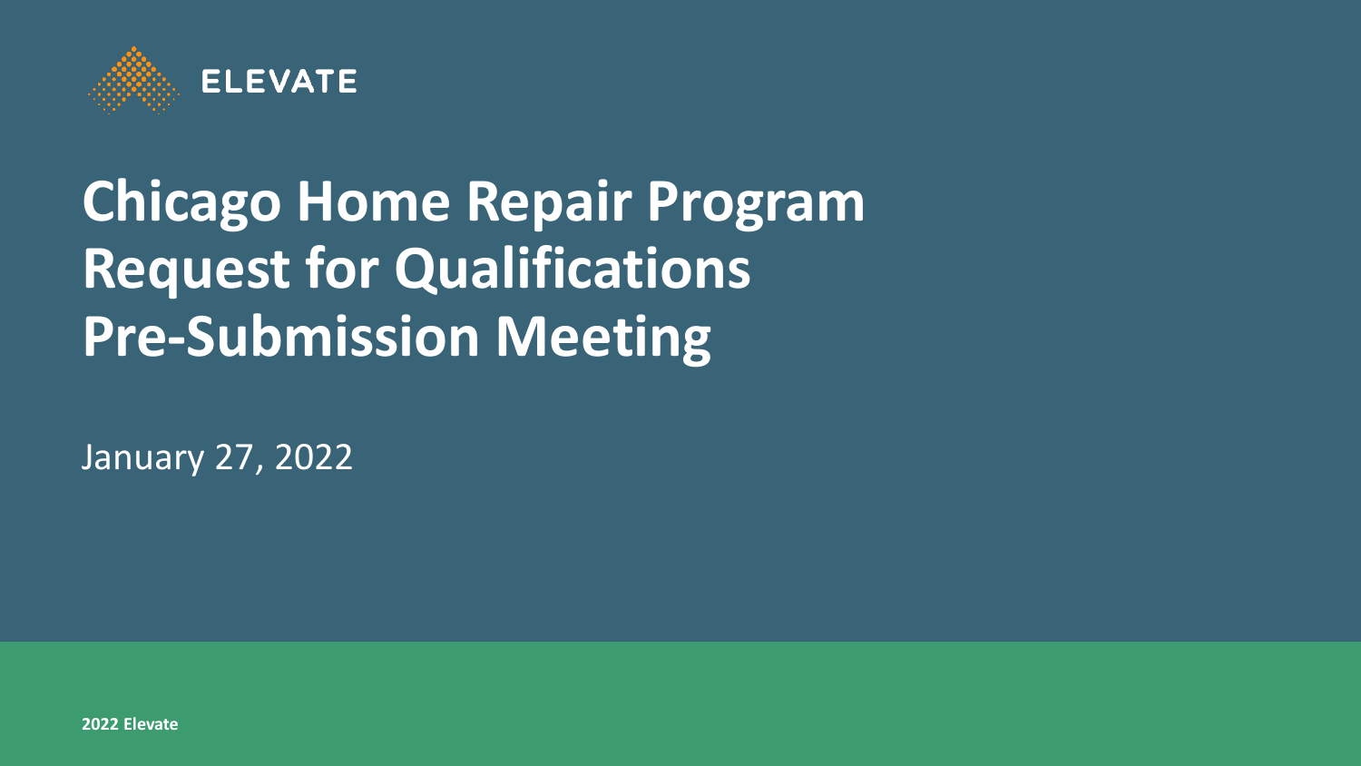ELEVATE

# Chicago Home Repair Program Request for Qualifications Pre-Submission Meeting

January 27, 2022

**2022 Elevate**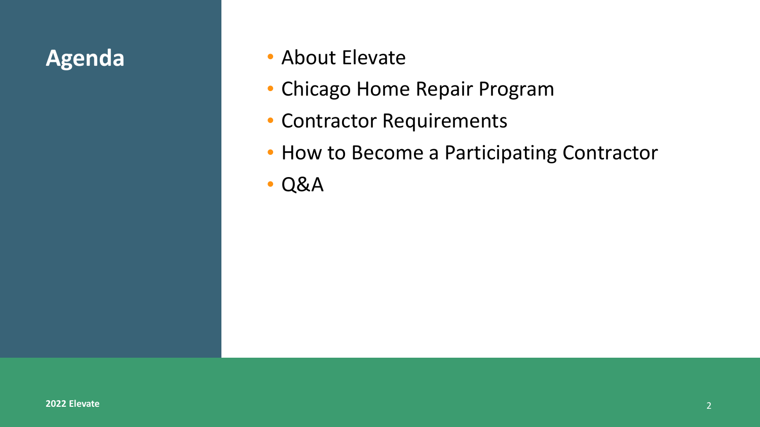# Agenda

- About Elevate
- Chicago Home Repair Program
- Contractor Requirements
- How to Become a Participating Contractor
- Q&A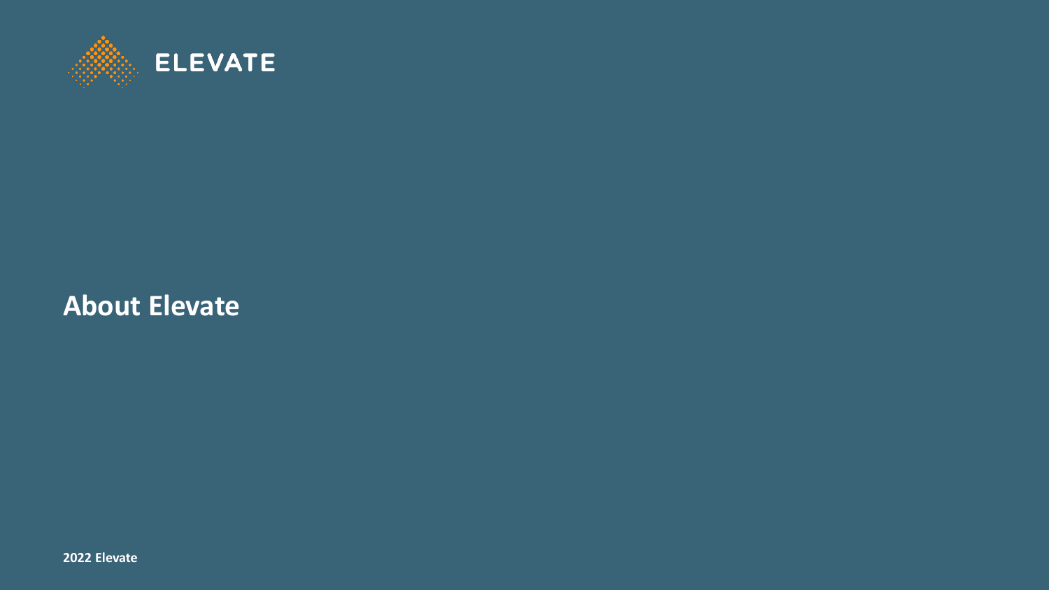ELEVATE

# About Elevate

2022 Elevate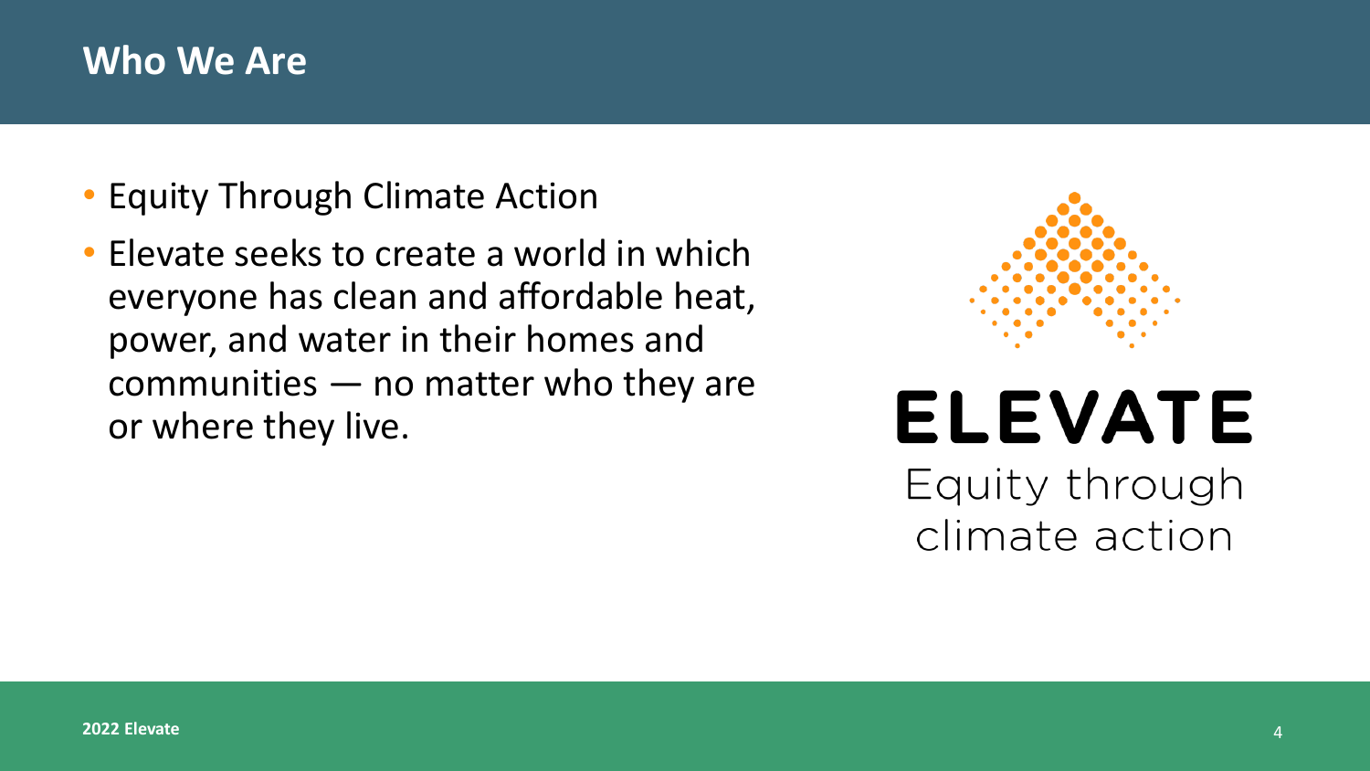## Who We Are

- Equity Through Climate Action
- Elevate seeks to create a world in which everyone has clean and affordable heat, power, and water in their homes and communities — no matter who they are or where they live.

ELEVATE

Equity through climate action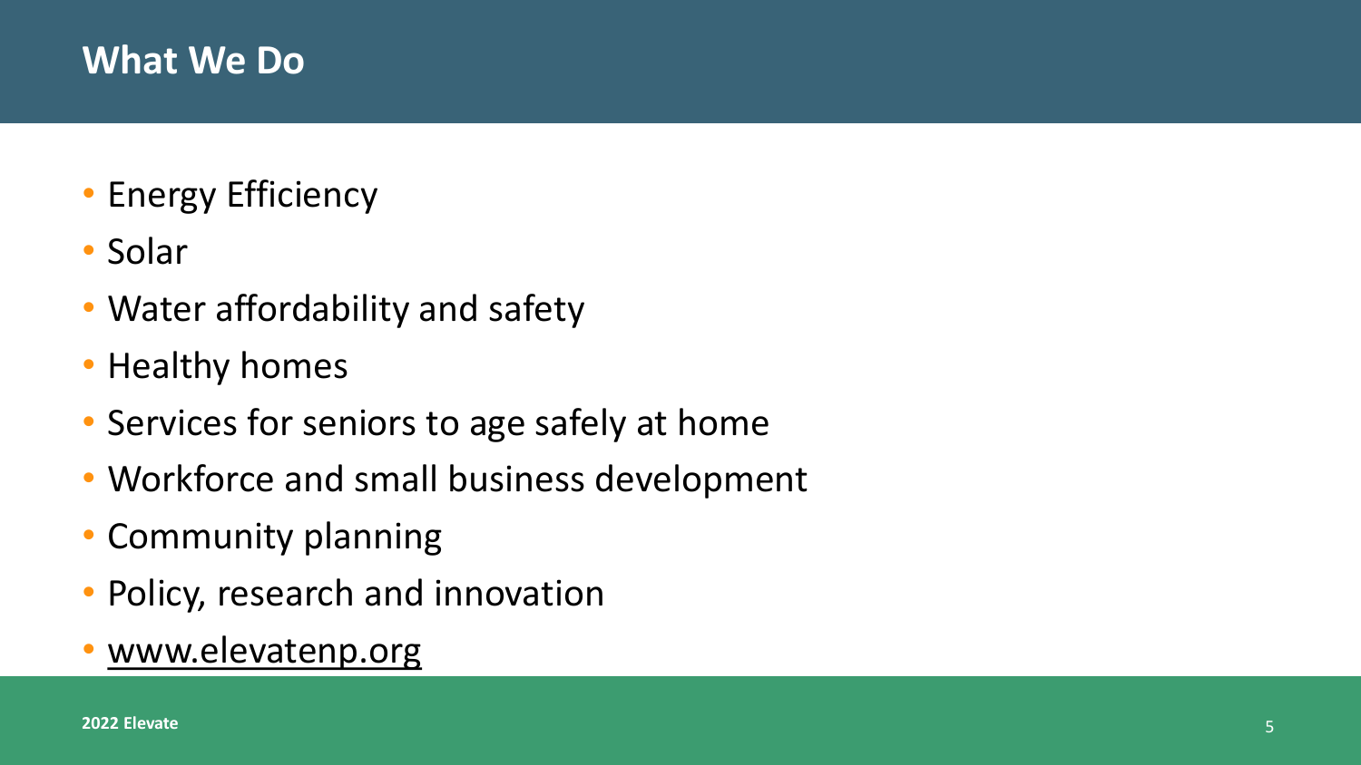# What We Do

- Energy Efficiency
- Solar
- Water affordability and safety
- Healthy homes
- Services for seniors to age safely at home
- Workforce and small business development
- Community planning
- Policy, research and innovation
- www.elevatenp.org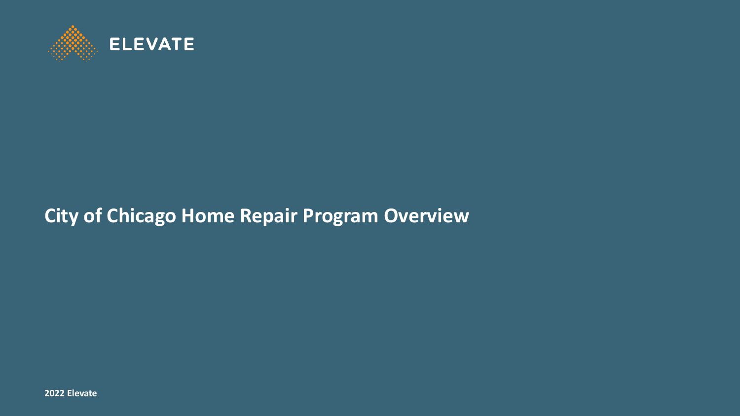ELEVATE

# City of Chicago Home Repair Program Overview

**2022 Elevate**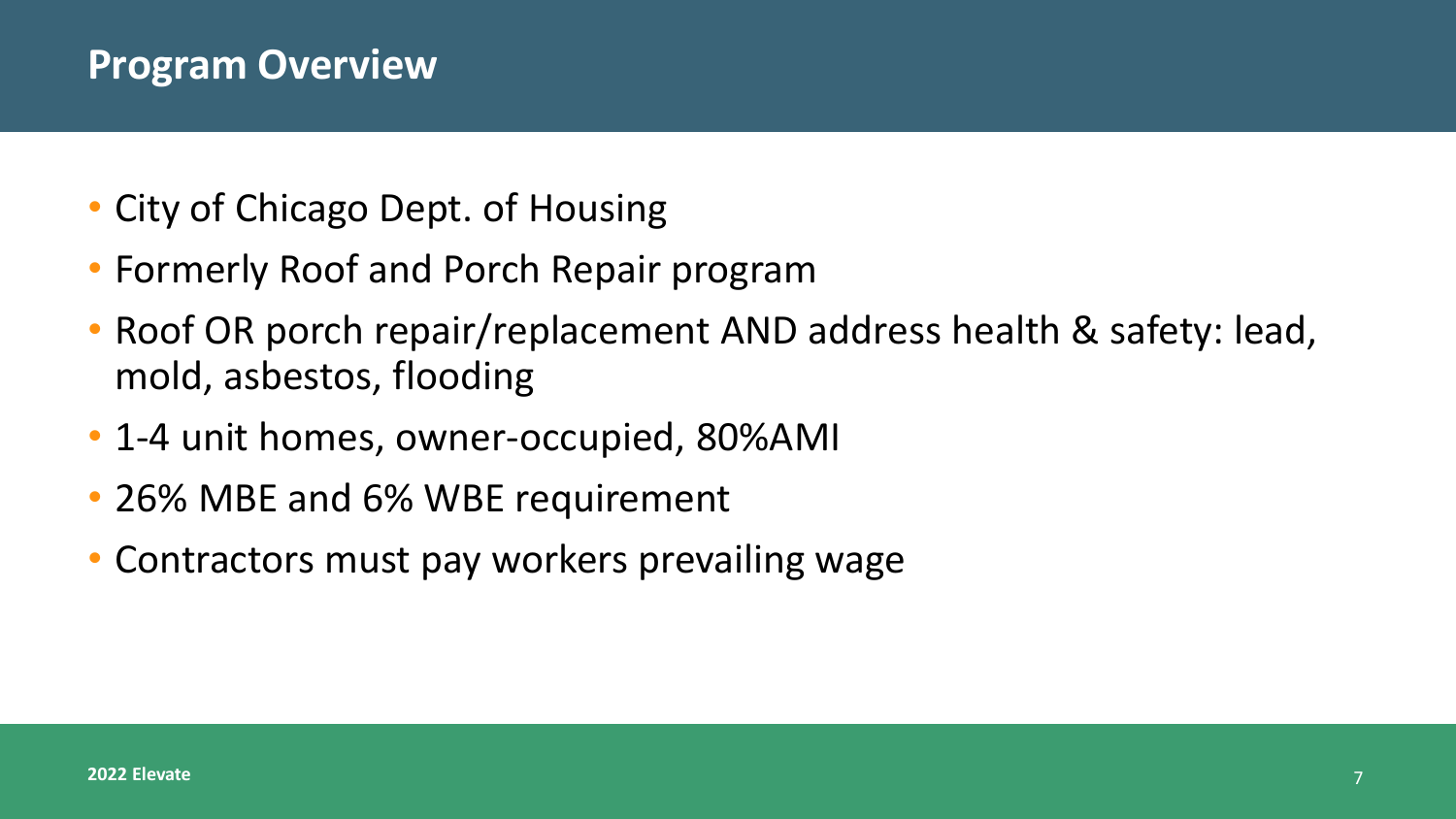## Program Overview

- City of Chicago Dept. of Housing
- Formerly Roof and Porch Repair program
- Roof OR porch repair/replacement AND address health & safety: lead, mold, asbestos, flooding
- 1-4 unit homes, owner-occupied, 80%AMI
- 26% MBE and 6% WBE requirement
- Contractors must pay workers prevailing wage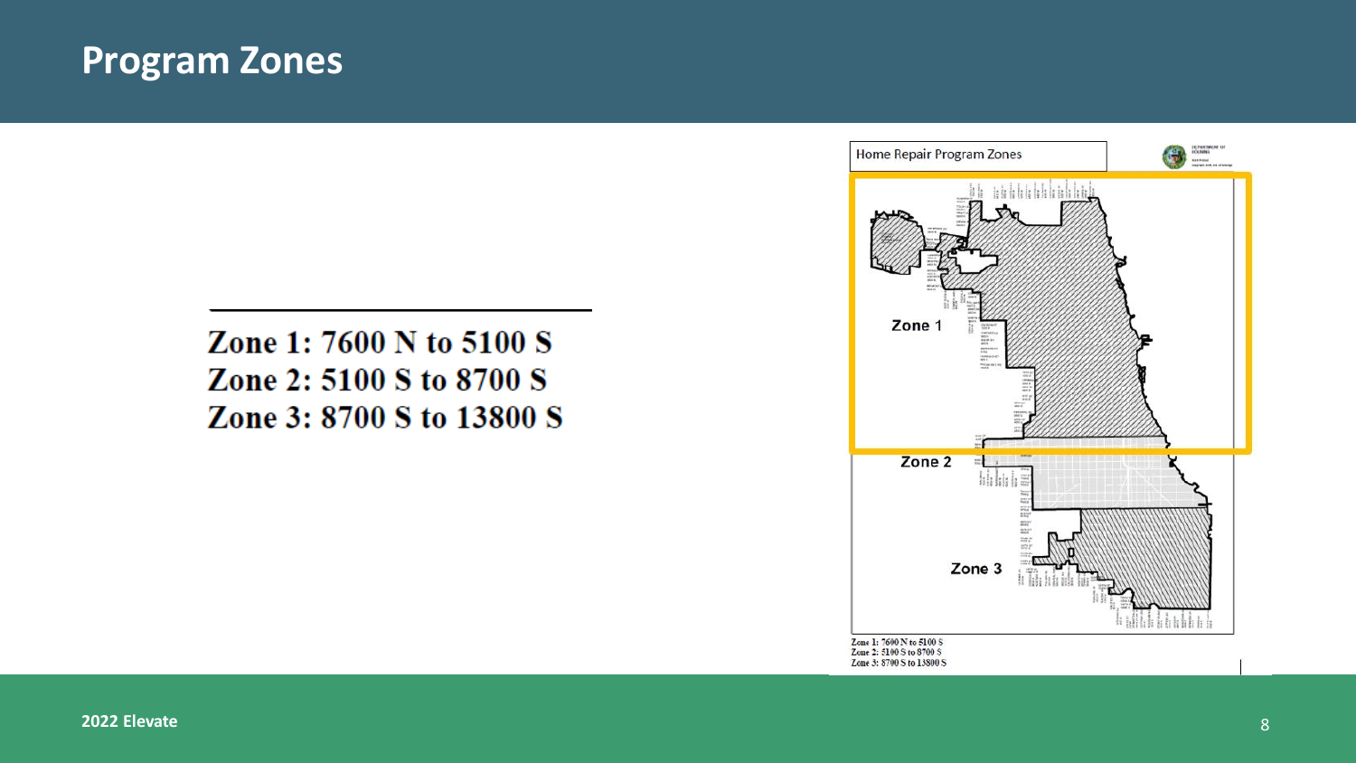# Program Zones

Zone 1: 7600 N to 5100 S
Zone 2: 5100 S to 8700 S
Zone 3: 8700 S to 13800 S

Home Repair Program Zones

Zone 1

Zone 2

Zone 3

Zone 1: 7600 N to 5100 S
Zone 2: 5100 S to 8700 S
Zone 3: 8700 S to 13800 S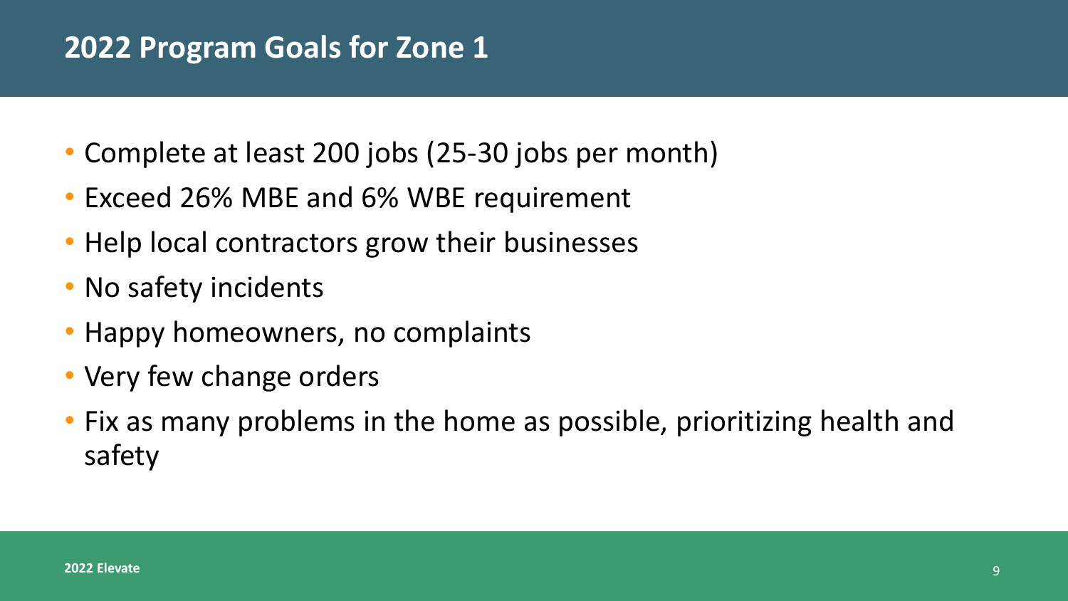## 2022 Program Goals for Zone 1

- Complete at least 200 jobs (25-30 jobs per month)
- Exceed 26% MBE and 6% WBE requirement
- Help local contractors grow their businesses
- No safety incidents
- Happy homeowners, no complaints
- Very few change orders
- Fix as many problems in the home as possible, prioritizing health and safety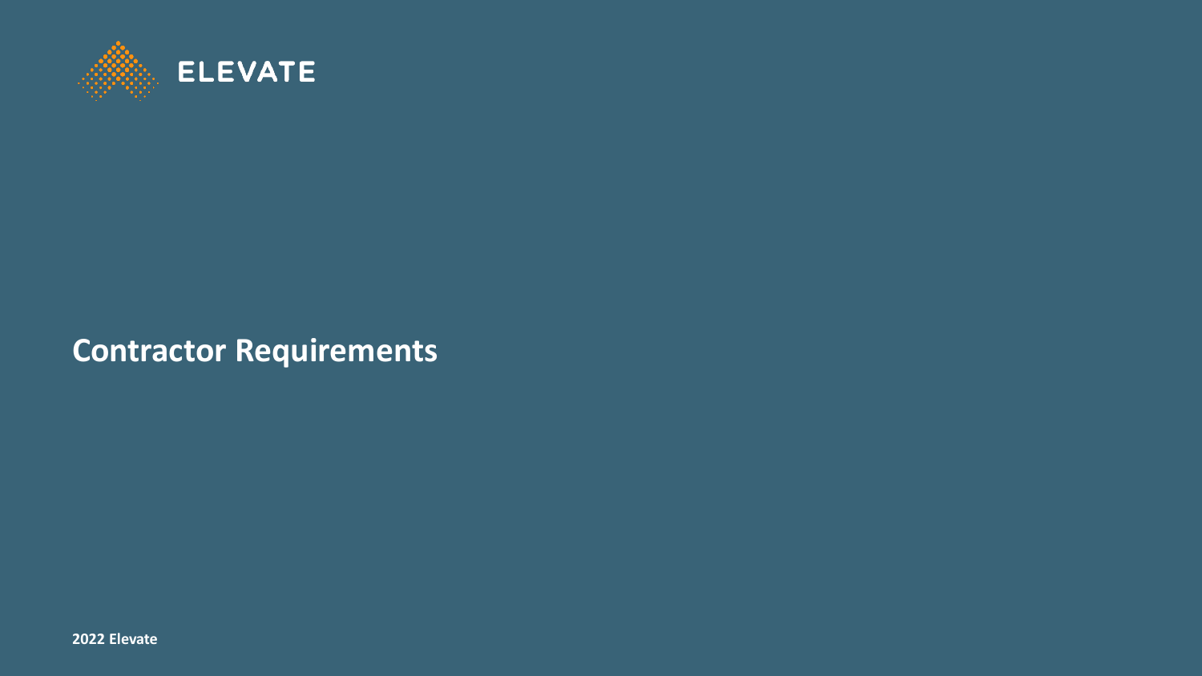ELEVATE

# Contractor Requirements

2022 Elevate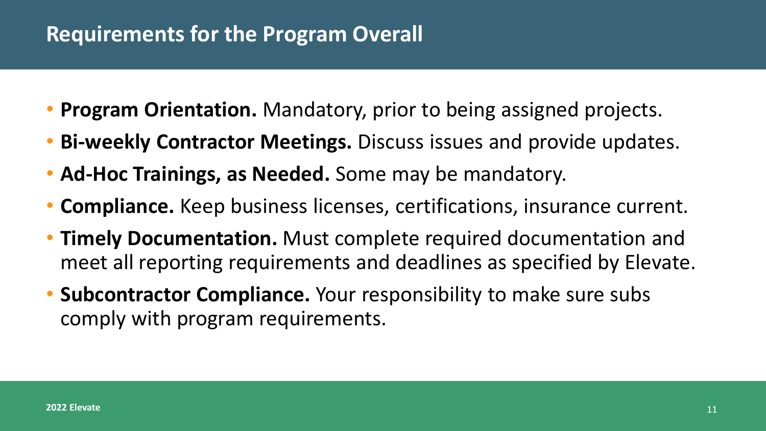## Requirements for the Program Overall

- **Program Orientation.** Mandatory, prior to being assigned projects.
- **Bi-weekly Contractor Meetings.** Discuss issues and provide updates.
- **Ad-Hoc Trainings, as Needed.** Some may be mandatory.
- **Compliance.** Keep business licenses, certifications, insurance current.
- **Timely Documentation.** Must complete required documentation and meet all reporting requirements and deadlines as specified by Elevate.
- **Subcontractor Compliance.** Your responsibility to make sure subs comply with program requirements.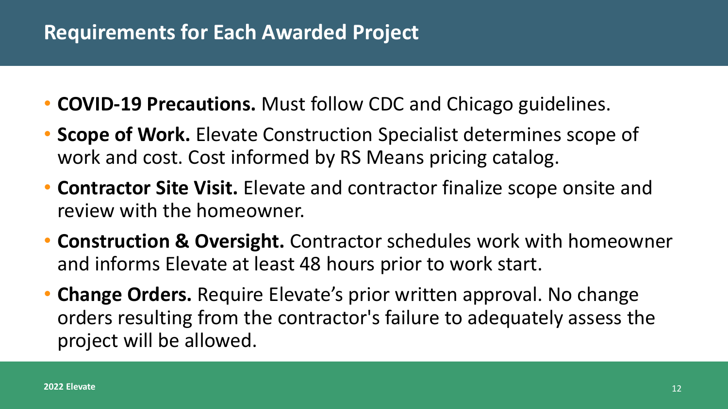## Requirements for Each Awarded Project

- **COVID-19 Precautions.** Must follow CDC and Chicago guidelines.
- **Scope of Work.** Elevate Construction Specialist determines scope of work and cost. Cost informed by RS Means pricing catalog.
- **Contractor Site Visit.** Elevate and contractor finalize scope onsite and review with the homeowner.
- **Construction & Oversight.** Contractor schedules work with homeowner and informs Elevate at least 48 hours prior to work start.
- **Change Orders.** Require Elevate's prior written approval. No change orders resulting from the contractor's failure to adequately assess the project will be allowed.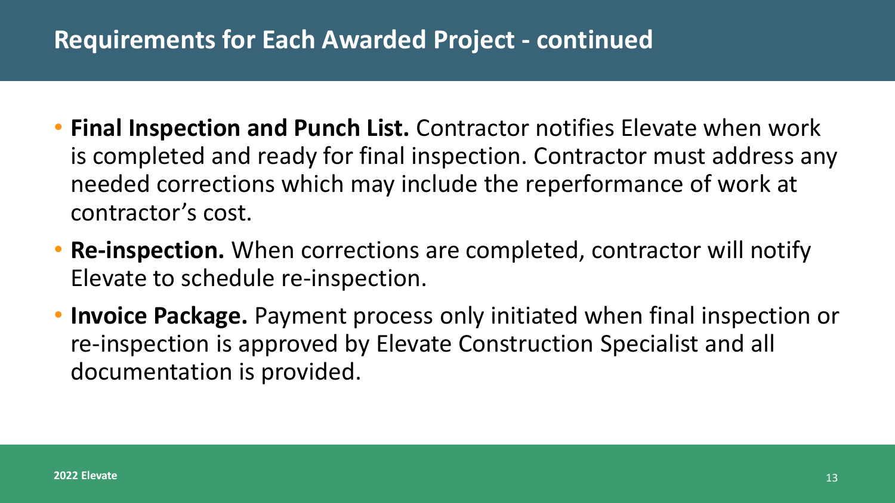## Requirements for Each Awarded Project - continued

- **Final Inspection and Punch List.** Contractor notifies Elevate when work is completed and ready for final inspection. Contractor must address any needed corrections which may include the reperformance of work at contractor's cost.
- **Re-inspection.** When corrections are completed, contractor will notify Elevate to schedule re-inspection.
- **Invoice Package.** Payment process only initiated when final inspection or re-inspection is approved by Elevate Construction Specialist and all documentation is provided.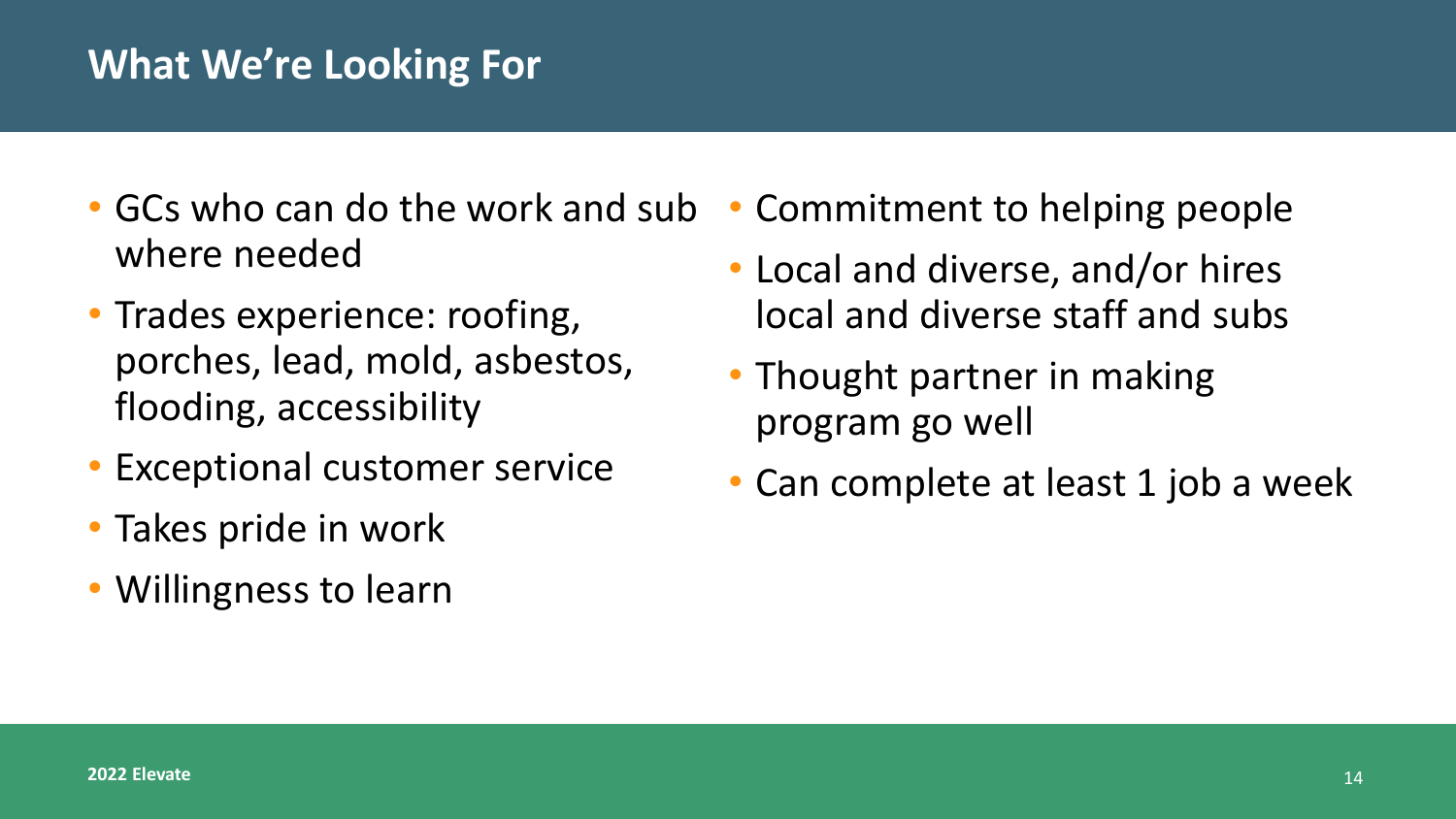# What We're Looking For

- GCs who can do the work and sub where needed
- Trades experience: roofing, porches, lead, mold, asbestos, flooding, accessibility
- Exceptional customer service
- Takes pride in work
- Willingness to learn
- Commitment to helping people
- Local and diverse, and/or hires local and diverse staff and subs
- Thought partner in making program go well
- Can complete at least 1 job a week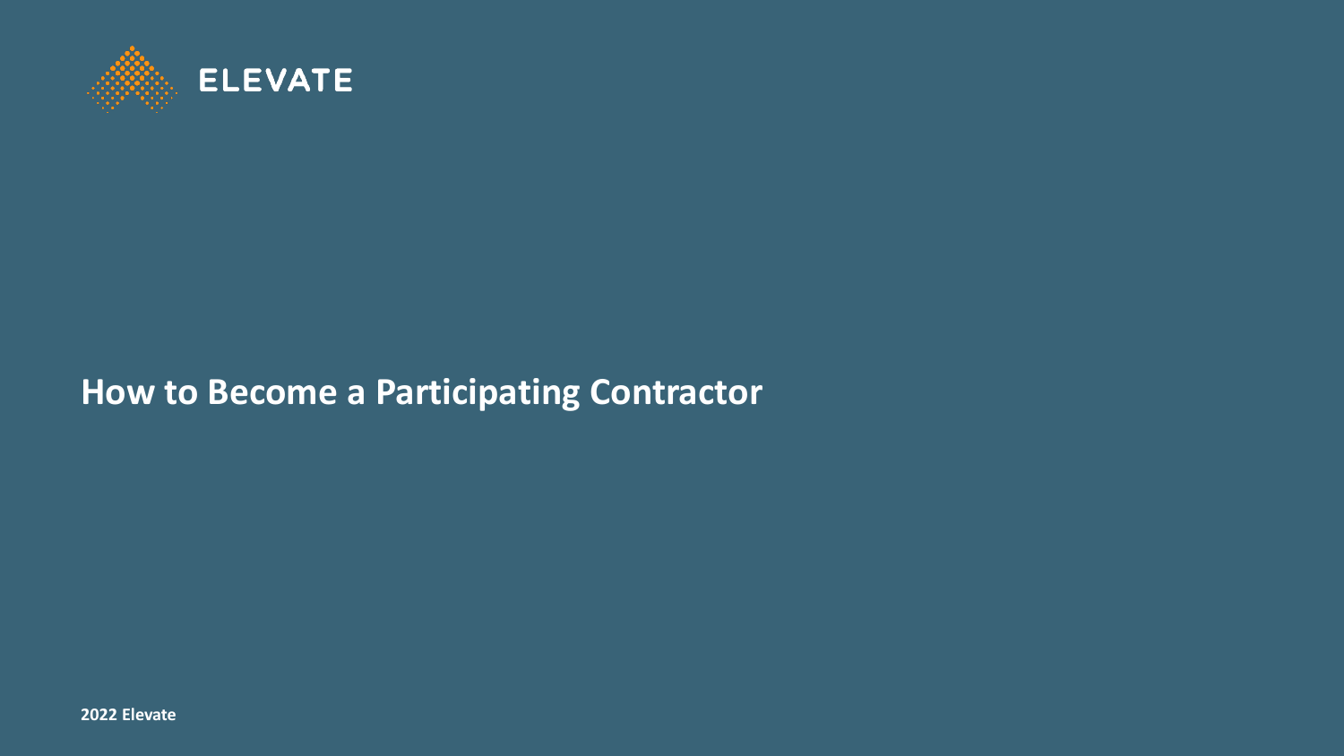ELEVATE

# How to Become a Participating Contractor

2022 Elevate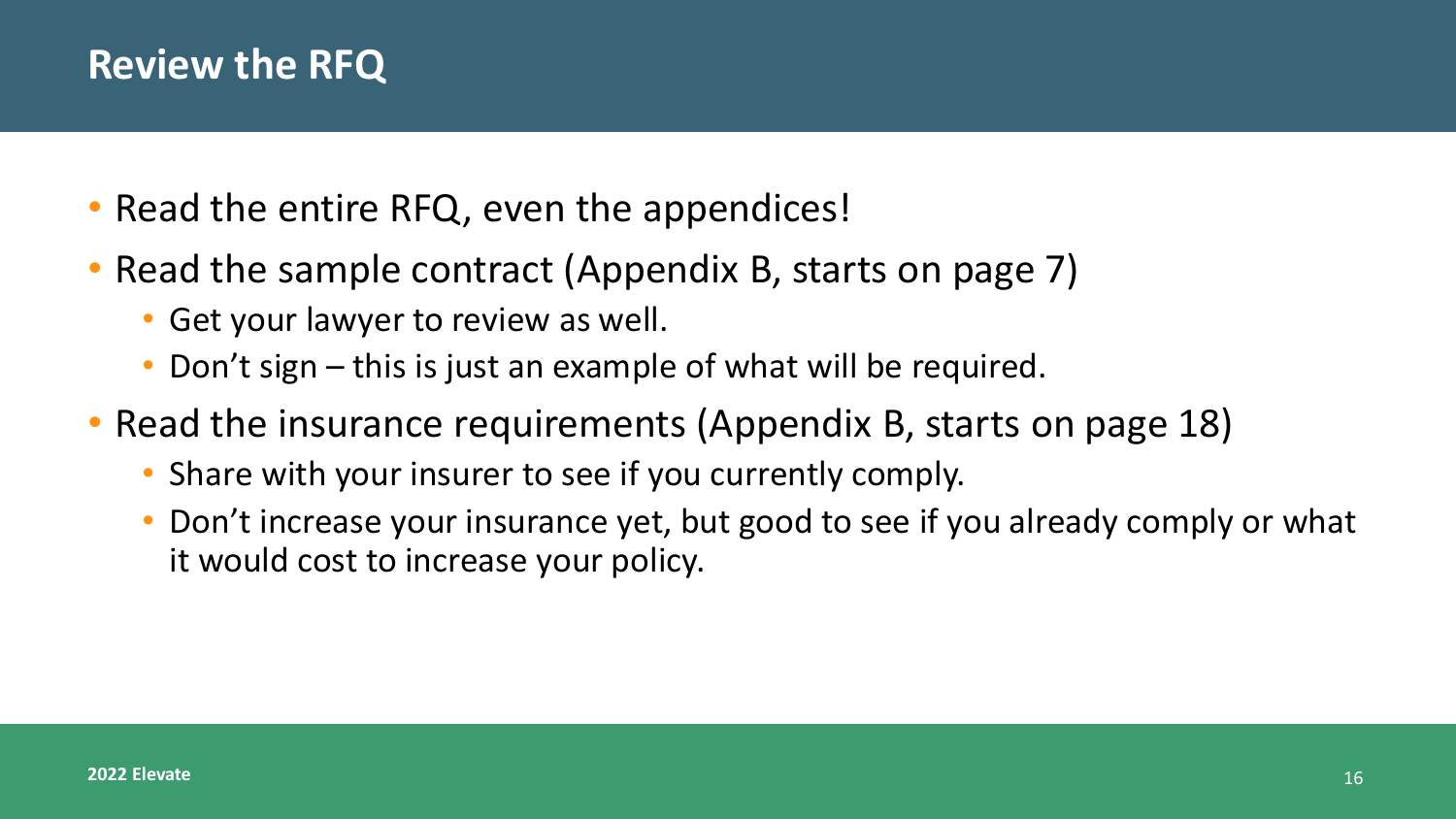# Review the RFQ

- Read the entire RFQ, even the appendices!
- Read the sample contract (Appendix B, starts on page 7)
  - Get your lawyer to review as well.
  - Don't sign – this is just an example of what will be required.
- Read the insurance requirements (Appendix B, starts on page 18)
  - Share with your insurer to see if you currently comply.
  - Don't increase your insurance yet, but good to see if you already comply or what it would cost to increase your policy.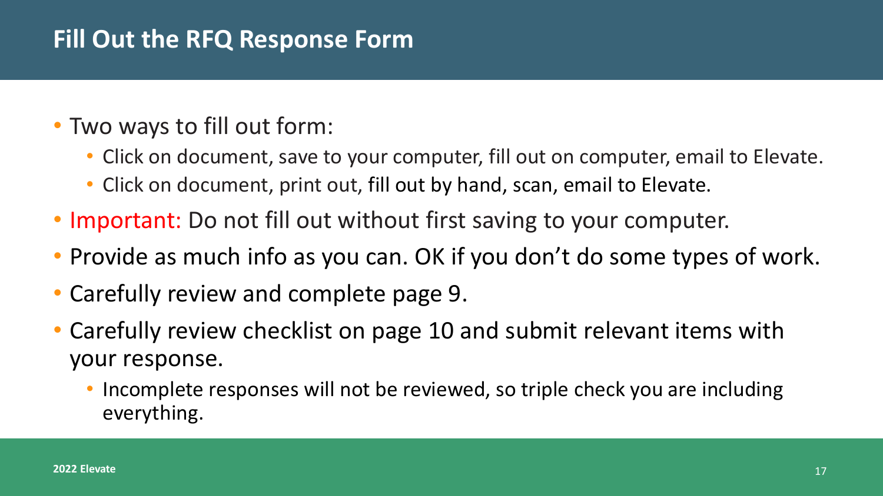## Fill Out the RFQ Response Form

- Two ways to fill out form:
  - Click on document, save to your computer, fill out on computer, email to Elevate.
  - Click on document, print out, fill out by hand, scan, email to Elevate.
- Important: Do not fill out without first saving to your computer.
- Provide as much info as you can. OK if you don't do some types of work.
- Carefully review and complete page 9.
- Carefully review checklist on page 10 and submit relevant items with your response.
  - Incomplete responses will not be reviewed, so triple check you are including everything.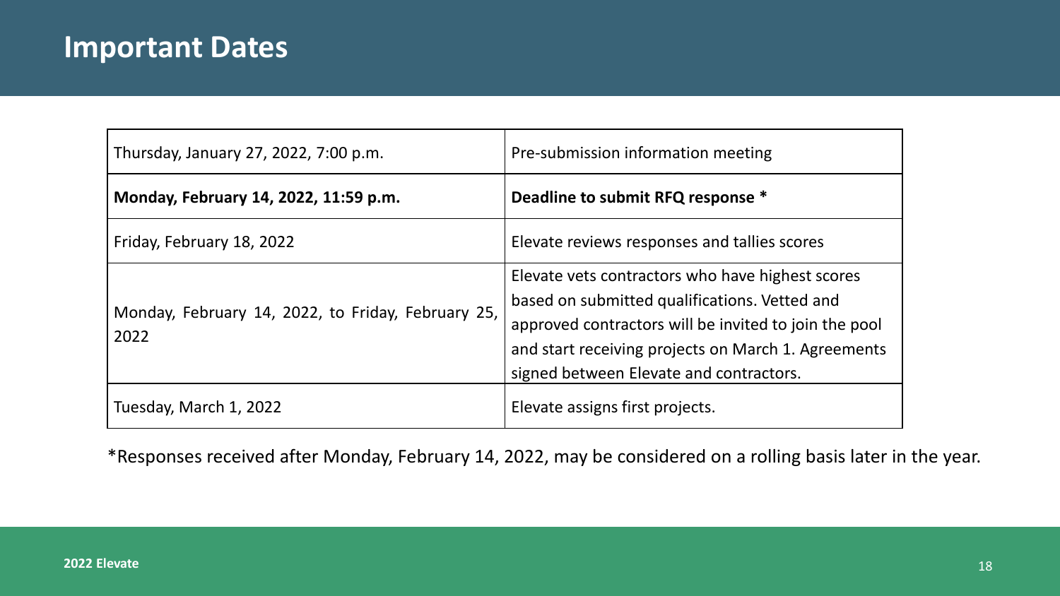# Important Dates

| | |
|---|---|
| Thursday, January 27, 2022, 7:00 p.m. | Pre-submission information meeting |
| **Monday, February 14, 2022, 11:59 p.m.** | **Deadline to submit RFQ response *** |
| Friday, February 18, 2022 | Elevate reviews responses and tallies scores |
| Monday, February 14, 2022, to Friday, February 25, 2022 | Elevate vets contractors who have highest scores based on submitted qualifications. Vetted and approved contractors will be invited to join the pool and start receiving projects on March 1. Agreements signed between Elevate and contractors. |
| Tuesday, March 1, 2022 | Elevate assigns first projects. |

*Responses received after Monday, February 14, 2022, may be considered on a rolling basis later in the year.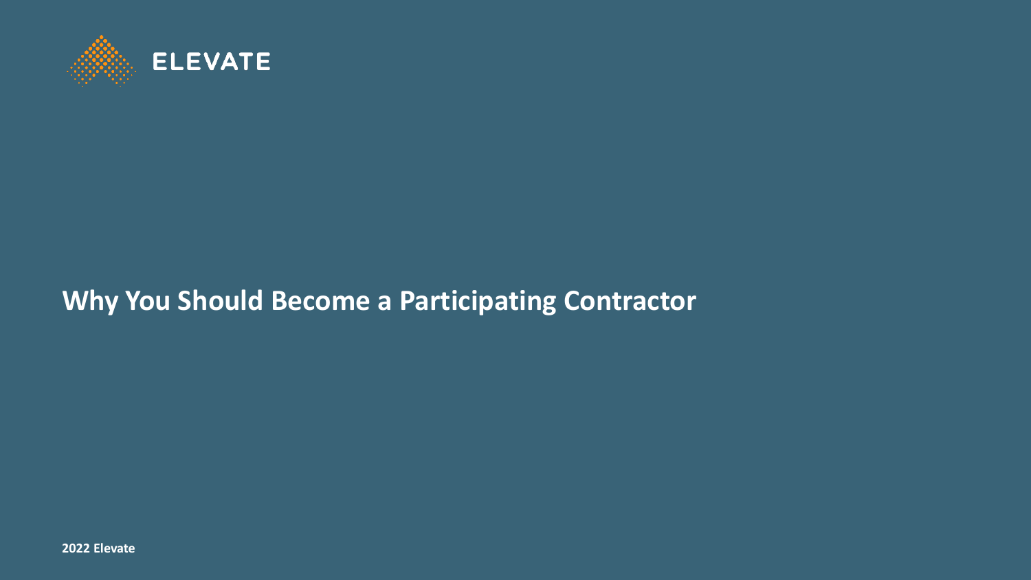ELEVATE

# Why You Should Become a Participating Contractor

2022 Elevate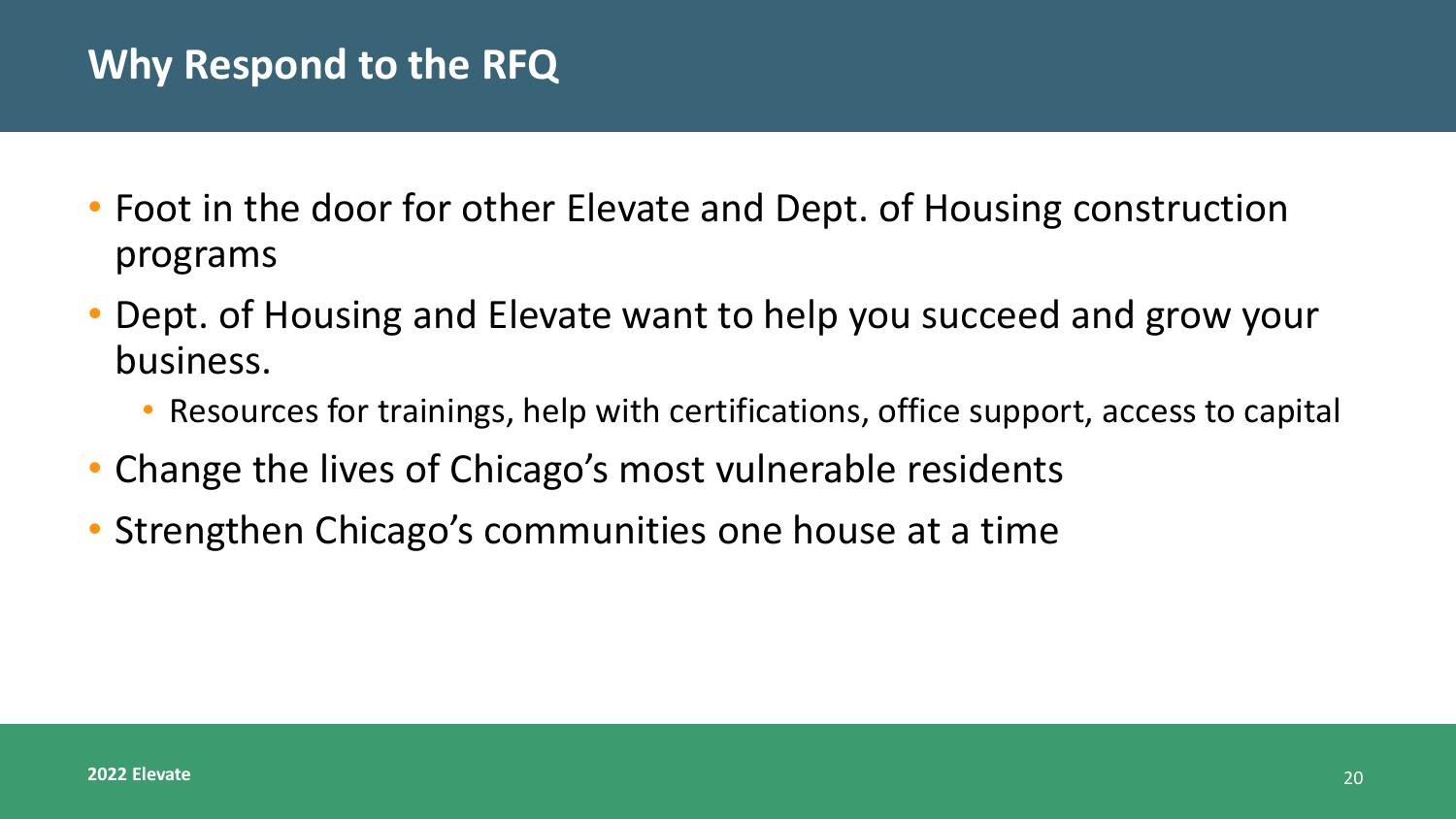# Why Respond to the RFQ

- Foot in the door for other Elevate and Dept. of Housing construction programs
- Dept. of Housing and Elevate want to help you succeed and grow your business.
  - Resources for trainings, help with certifications, office support, access to capital
- Change the lives of Chicago's most vulnerable residents
- Strengthen Chicago's communities one house at a time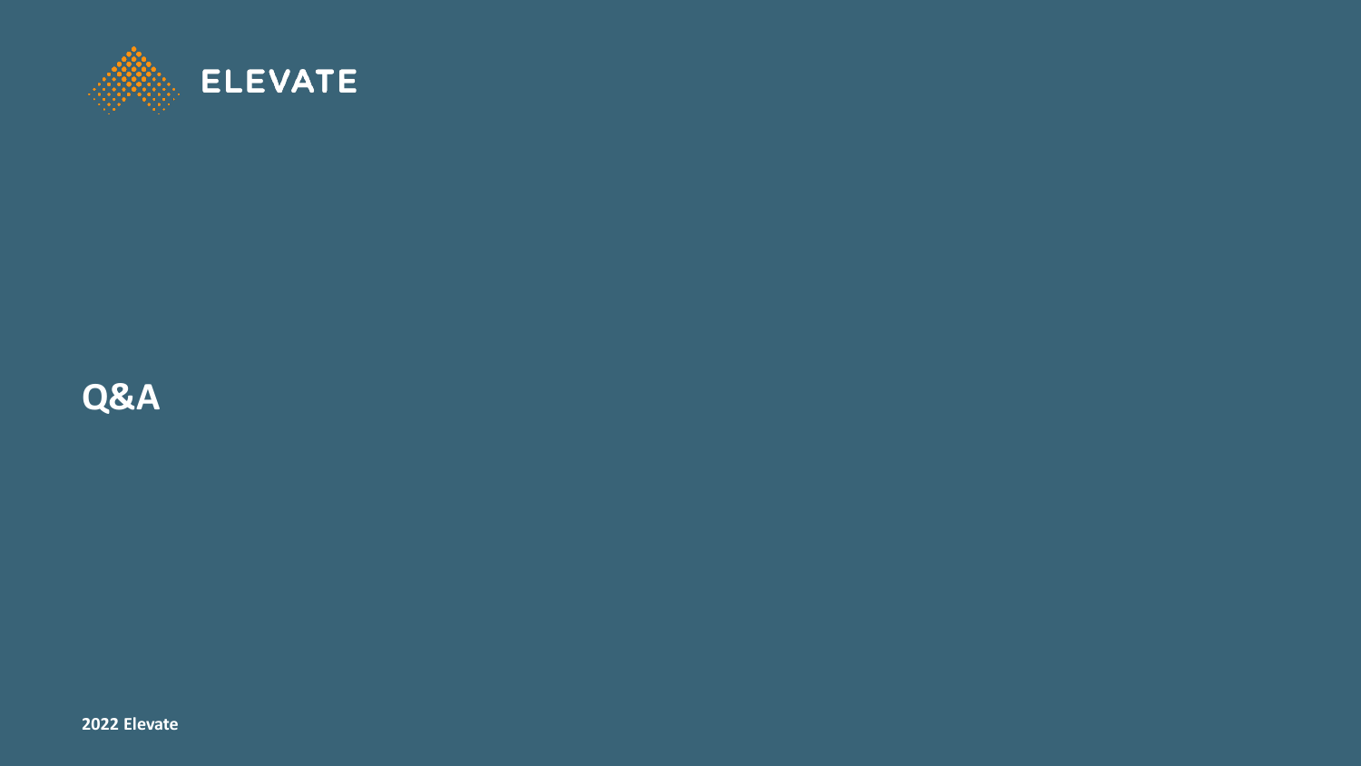ELEVATE

# Q&A

2022 Elevate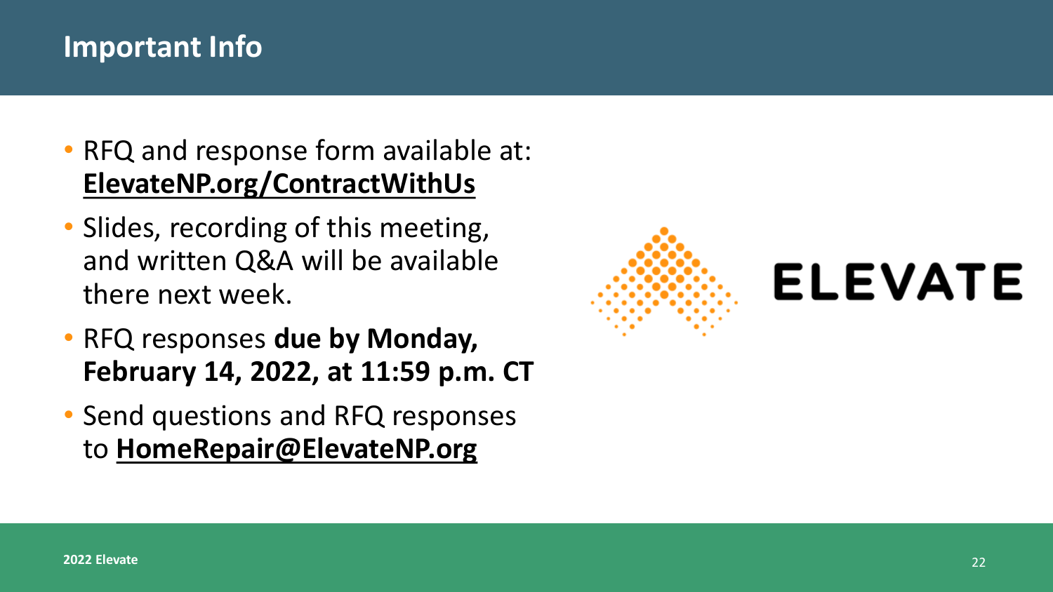# Important Info

- RFQ and response form available at: **ElevateNP.org/ContractWithUs**
- Slides, recording of this meeting, and written Q&A will be available there next week.
- RFQ responses **due by Monday, February 14, 2022, at 11:59 p.m. CT**
- Send questions and RFQ responses to **HomeRepair@ElevateNP.org**

ELEVATE